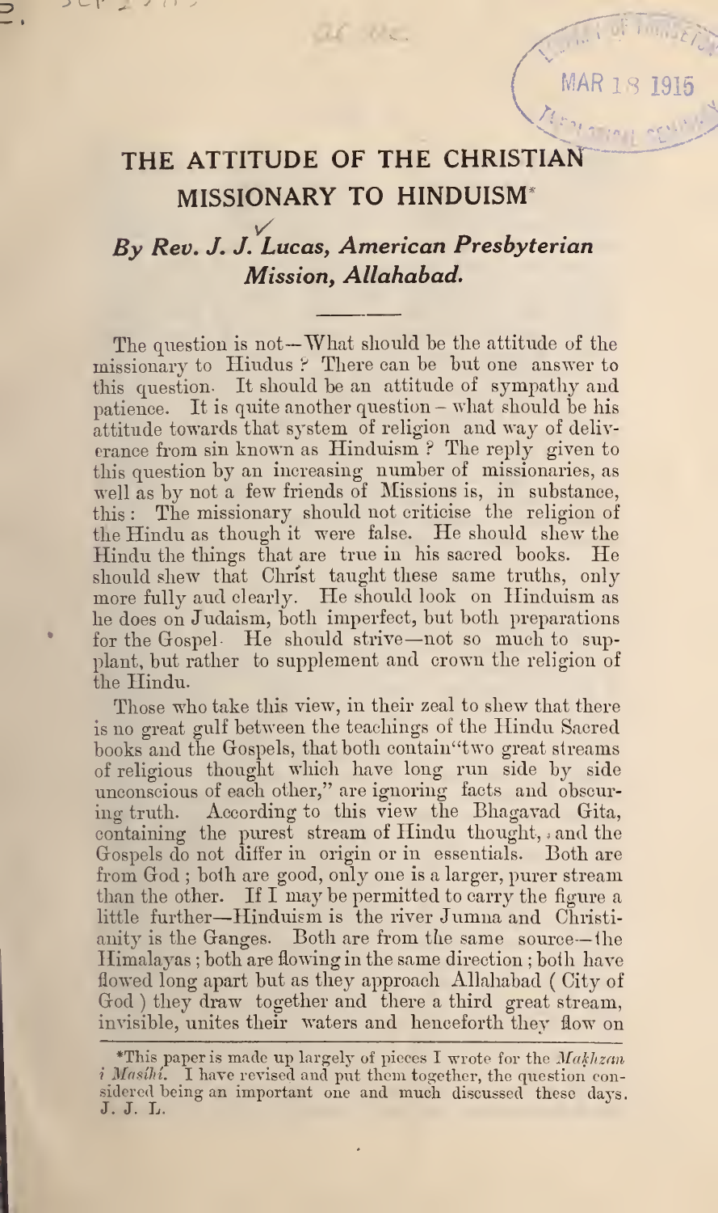# THE ATTITUDE OF THE CHRISTIAN MISSIONARY TO HINDUISM*

## *By Rev. J. J. Lucas, American Presbyterian Mission, Allahabad.*

The question is not—What should be the attitude of the missionary to Hindus? There can be but one answer to this question. It should be an attitude of sympathy and patience. It is quite another question – what should be his attitude towards that system of religion and way of deliverance from sin known as Hinduism? The reply given to this question by an increasing number of missionaries, as well as by not a few friends of Missions is, in substance, this: The missionary should not criticise the religion of the Hindu as though it were false. He should shew the Hindu the things that are true in his sacred books. He should shew that Christ taught these same truths, only more fully and clearly. He should look on Hinduism as he does on Judaism, both imperfect, but both preparations for the Gospel. He should strive—not so much to supplant, but rather to supplement and crown the religion of the Hindu.

Those who take this view, in their zeal to shew that there is no great gulf between the teachings of the Hindu Sacred books and the Gospels, that both contain "two great streams of religious thought which have long run side by side unconscious of each other," are ignoring facts and obscuring truth. According to this view the Bhagavad Gita, containing the purest stream of Hindu thought, and the Gospels do not differ in origin or in essentials. Both are from God; both are good, only one is a larger, purer stream than the other. If I may be permitted to carry the figure a little further—Hinduism is the river Jumna and Christianity is the Ganges. Both are from the same source—the Himalayas; both are flowing in the same direction; both have flowed long apart but as they approach Allahabad (City of God) they draw together and there a third great stream, invisible, unites their waters and henceforth they flow on

*This paper is made up largely of pieces I wrote for the *Makhzan i Masihi*. I have revised and put them together, the question considered being an important one and much discussed these days. J. J. L.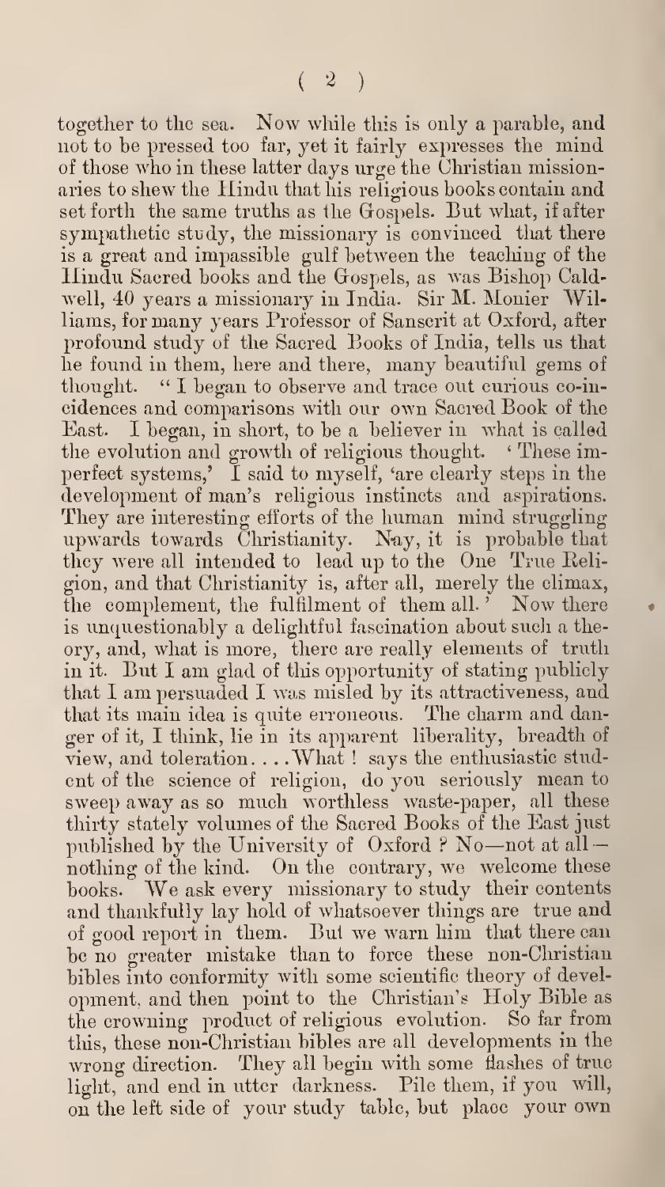together to the sea. Now while this is only a parable, and not to be pressed too far, yet it fairly expresses the mind of those who in these latter days urge the Christian missionaries to shew the Hindu that his religious books contain and set forth the same truths as the Gospels. But what, if after sympathetic study, the missionary is convinced that there is a great and impassible gulf between the teaching of the Hindu Sacred books and the Gospels, as was Bishop Caldwell, 40 years a missionary in India. Sir M. Monier Williams, for many years Professor of Sanscrit at Oxford, after profound study of the Sacred Books of India, tells us that he found in them, here and there, many beautiful gems of thought. "I began to observe and trace out curious co-incidences and comparisons with our own Sacred Book of the East. I began, in short, to be a believer in what is called the evolution and growth of religious thought. 'These imperfect systems,' I said to myself, 'are clearly steps in the development of man's religious instincts and aspirations. They are interesting efforts of the human mind struggling upwards towards Christianity. Nay, it is probable that they were all intended to lead up to the One True Religion, and that Christianity is, after all, merely the climax, the complement, the fulfilment of them all.' Now there is unquestionably a delightful fascination about such a theory, and, what is more, there are really elements of truth in it. But I am glad of this opportunity of stating publicly that I am persuaded I was misled by its attractiveness, and that its main idea is quite erroneous. The charm and danger of it, I think, lie in its apparent liberality, breadth of view, and toleration. . . . What! says the enthusiastic student of the science of religion, do you seriously mean to sweep away as so much worthless waste-paper, all these thirty stately volumes of the Sacred Books of the East just published by the University of Oxford? No—not at all—nothing of the kind. On the contrary, we welcome these books. We ask every missionary to study their contents and thankfully lay hold of whatsoever things are true and of good report in them. But we warn him that there can be no greater mistake than to force these non-Christian bibles into conformity with some scientific theory of development, and then point to the Christian's Holy Bible as the crowning product of religious evolution. So far from this, these non-Christian bibles are all developments in the wrong direction. They all begin with some flashes of true light, and end in utter darkness. Pile them, if you will, on the left side of your study table, but place your own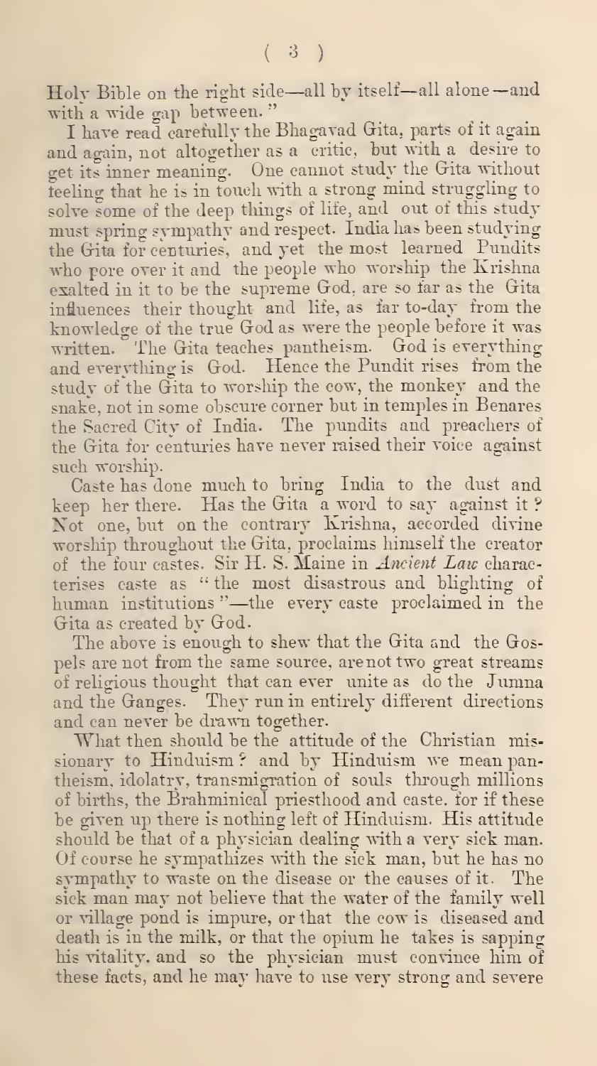Holy Bible on the right side—all by itself—all alone—and with a wide gap between."

I have read carefully the Bhagavad Gita, parts of it again and again, not altogether as a critic, but with a desire to get its inner meaning. One cannot study the Gita without feeling that he is in touch with a strong mind struggling to solve some of the deep things of life, and out of this study must spring sympathy and respect. India has been studying the Gita for centuries, and yet the most learned Pundits who pore over it and the people who worship the Krishna exalted in it to be the supreme God, are so far as the Gita influences their thought and life, as far to-day from the knowledge of the true God as were the people before it was written. The Gita teaches pantheism. God is everything and everything is God. Hence the Pundit rises from the study of the Gita to worship the cow, the monkey and the snake, not in some obscure corner but in temples in Benares the Sacred City of India. The pundits and preachers of the Gita for centuries have never raised their voice against such worship.

Caste has done much to bring India to the dust and keep her there. Has the Gita a word to say against it? Not one, but on the contrary Krishna, accorded divine worship throughout the Gita, proclaims himself the creator of the four castes. Sir H. S. Maine in *Ancient Law* characterises caste as "the most disastrous and blighting of human institutions"—the every caste proclaimed in the Gita as created by God.

The above is enough to shew that the Gita and the Gospels are not from the same source, are not two great streams of religious thought that can ever unite as do the Jumna and the Ganges. They run in entirely different directions and can never be drawn together.

What then should be the attitude of the Christian missionary to Hinduism? and by Hinduism we mean pantheism, idolatry, transmigration of souls through millions of births, the Brahminical priesthood and caste, for if these be given up there is nothing left of Hinduism. His attitude should be that of a physician dealing with a very sick man. Of course he sympathizes with the sick man, but he has no sympathy to waste on the disease or the causes of it. The sick man may not believe that the water of the family well or village pond is impure, or that the cow is diseased and death is in the milk, or that the opium he takes is sapping his vitality, and so the physician must convince him of these facts, and he may have to use very strong and severe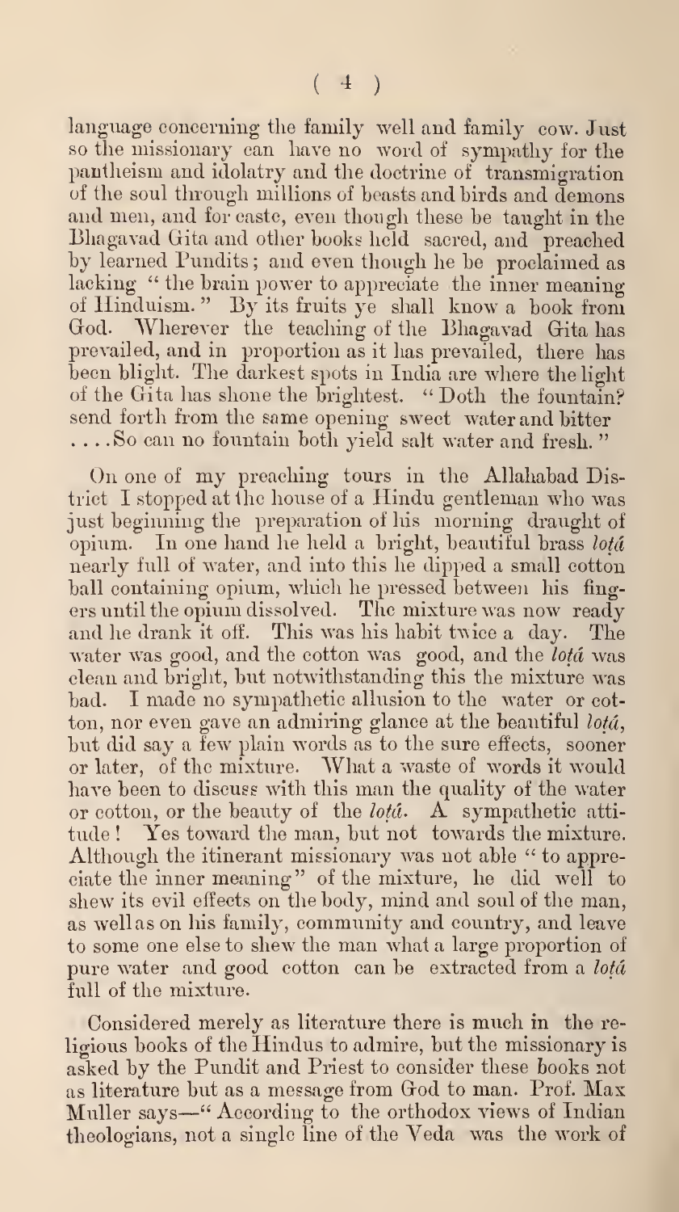language concerning the family well and family cow. Just so the missionary can have no word of sympathy for the pantheism and idolatry and the doctrine of transmigration of the soul through millions of beasts and birds and demons and men, and for caste, even though these be taught in the Bhagavad Gita and other books held sacred, and preached by learned Pundits; and even though he be proclaimed as lacking "the brain power to appreciate the inner meaning of Hinduism." By its fruits ye shall know a book from God. Wherever the teaching of the Bhagavad Gita has prevailed, and in proportion as it has prevailed, there has been blight. The darkest spots in India are where the light of the Gita has shone the brightest. "Doth the fountain? send forth from the same opening sweet water and bitter ....So can no fountain both yield salt water and fresh."

On one of my preaching tours in the Allahabad District I stopped at the house of a Hindu gentleman who was just beginning the preparation of his morning draught of opium. In one hand he held a bright, beautiful brass *lotá* nearly full of water, and into this he dipped a small cotton ball containing opium, which he pressed between his fingers until the opium dissolved. The mixture was now ready and he drank it off. This was his habit twice a day. The water was good, and the cotton was good, and the *lotá* was clean and bright, but notwithstanding this the mixture was bad. I made no sympathetic allusion to the water or cotton, nor even gave an admiring glance at the beautiful *lotá*, but did say a few plain words as to the sure effects, sooner or later, of the mixture. What a waste of words it would have been to discuss with this man the quality of the water or cotton, or the beauty of the *lotá*. A sympathetic attitude! Yes toward the man, but not towards the mixture. Although the itinerant missionary was not able "to appreciate the inner meaning" of the mixture, he did well to shew its evil effects on the body, mind and soul of the man, as well as on his family, community and country, and leave to some one else to shew the man what a large proportion of pure water and good cotton can be extracted from a *lotá* full of the mixture.

Considered merely as literature there is much in the religious books of the Hindus to admire, but the missionary is asked by the Pundit and Priest to consider these books not as literature but as a message from God to man. Prof. Max Muller says—"According to the orthodox views of Indian theologians, not a single line of the Veda was the work of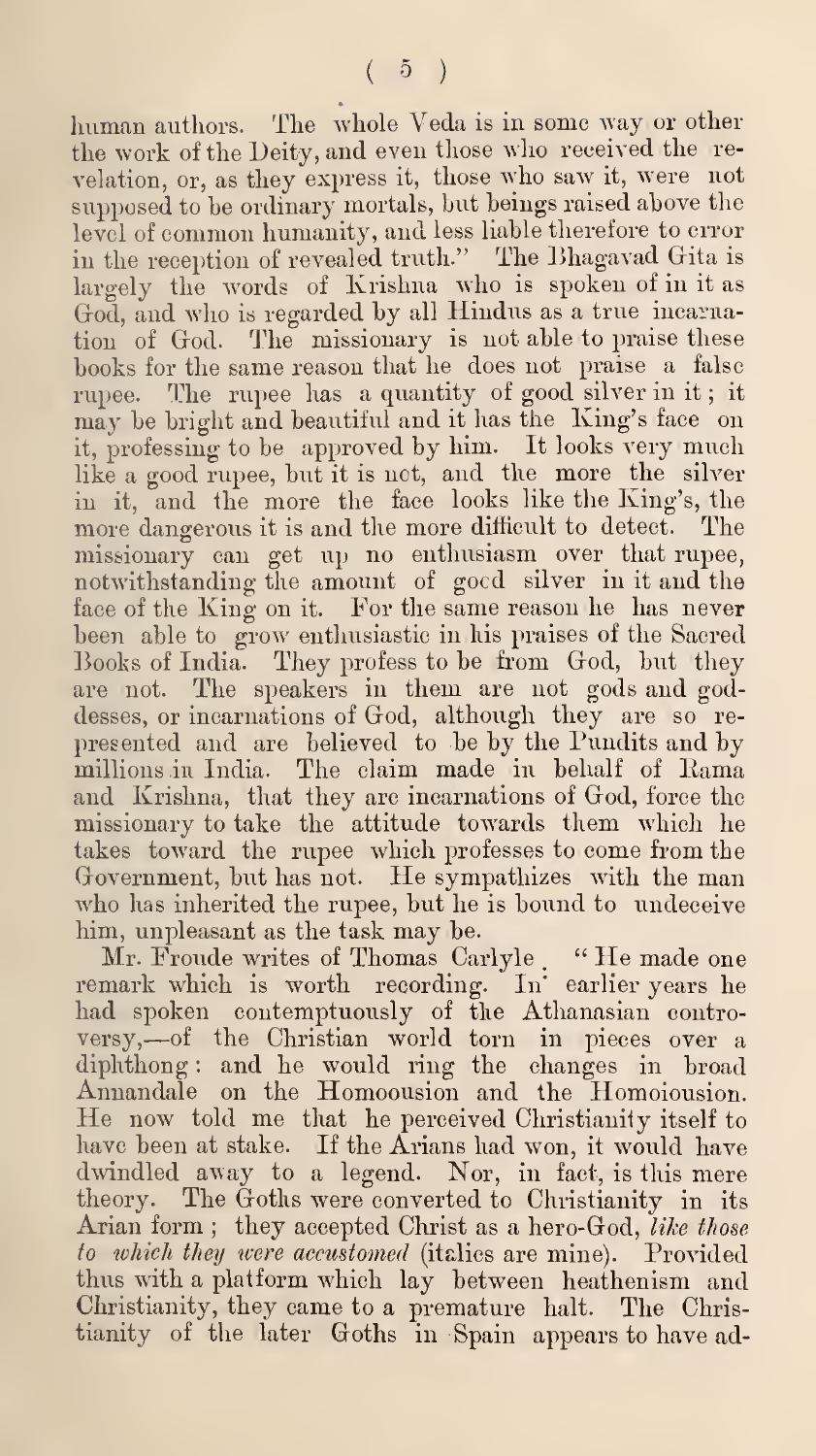human authors. The whole Veda is in some way or other the work of the Deity, and even those who received the revelation, or, as they express it, those who saw it, were not supposed to be ordinary mortals, but beings raised above the level of common humanity, and less liable therefore to error in the reception of revealed truth." The Bhagavad Gita is largely the words of Krishna who is spoken of in it as God, and who is regarded by all Hindus as a true incarnation of God. The missionary is not able to praise these books for the same reason that he does not praise a false rupee. The rupee has a quantity of good silver in it; it may be bright and beautiful and it has the King's face on it, professing to be approved by him. It looks very much like a good rupee, but it is not, and the more the silver in it, and the more the face looks like the King's, the more dangerous it is and the more difficult to detect. The missionary can get up no enthusiasm over that rupee, notwithstanding the amount of good silver in it and the face of the King on it. For the same reason he has never been able to grow enthusiastic in his praises of the Sacred Books of India. They profess to be from God, but they are not. The speakers in them are not gods and goddesses, or incarnations of God, although they are so represented and are believed to be by the Pundits and by millions in India. The claim made in behalf of Rama and Krishna, that they are incarnations of God, force the missionary to take the attitude towards them which he takes toward the rupee which professes to come from the Government, but has not. He sympathizes with the man who has inherited the rupee, but he is bound to undeceive him, unpleasant as the task may be.

Mr. Froude writes of Thomas Carlyle. "He made one remark which is worth recording. In earlier years he had spoken contemptuously of the Athanasian controversy,—of the Christian world torn in pieces over a diphthong: and he would ring the changes in broad Annandale on the Homoousion and the Homoiousion. He now told me that he perceived Christianity itself to have been at stake. If the Arians had won, it would have dwindled away to a legend. Nor, in fact, is this mere theory. The Goths were converted to Christianity in its Arian form; they accepted Christ as a hero-God, *like those to which they were accustomed* (italics are mine). Provided thus with a platform which lay between heathenism and Christianity, they came to a premature halt. The Christianity of the later Goths in Spain appears to have ad-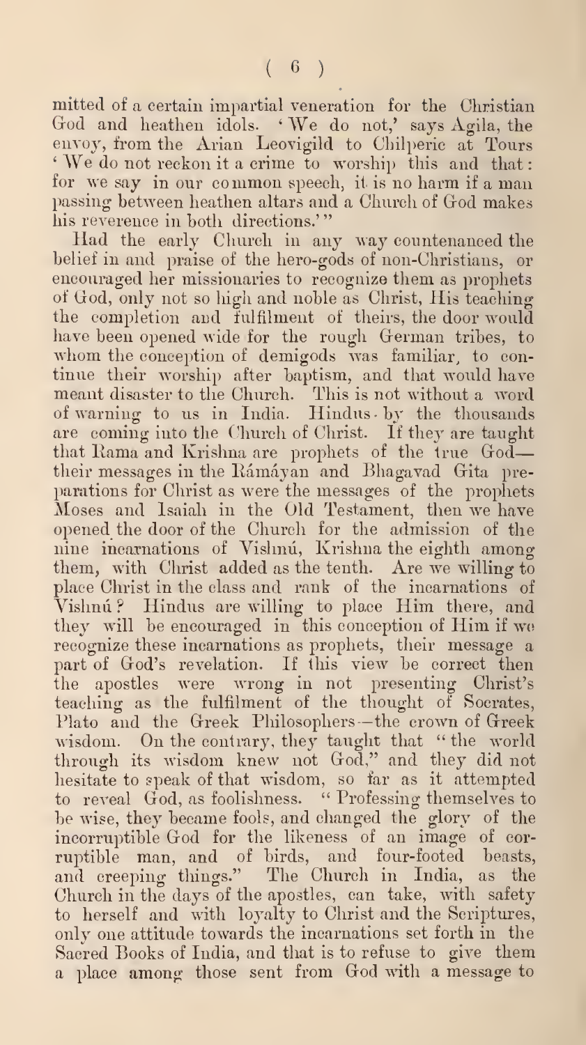mitted of a certain impartial veneration for the Christian God and heathen idols. 'We do not,' says Agila, the envoy, from the Arian Leovigild to Chilperic at Tours 'We do not reckon it a crime to worship this and that: for we say in our common speech, it is no harm if a man passing between heathen altars and a Church of God makes his reverence in both directions.'"

Had the early Church in any way countenanced the belief in and praise of the hero-gods of non-Christians, or encouraged her missionaries to recognize them as prophets of God, only not so high and noble as Christ, His teaching the completion and fulfilment of theirs, the door would have been opened wide for the rough German tribes, to whom the conception of demigods was familiar, to continue their worship after baptism, and that would have meant disaster to the Church. This is not without a word of warning to us in India. Hindus by the thousands are coming into the Church of Christ. If they are taught that Rama and Krishna are prophets of the true God—their messages in the Rámáyan and Bhagavad Gita preparations for Christ as were the messages of the prophets Moses and Isaiah in the Old Testament, then we have opened the door of the Church for the admission of the nine incarnations of Vishnú, Krishna the eighth among them, with Christ added as the tenth. Are we willing to place Christ in the class and rank of the incarnations of Vishnú? Hindus are willing to place Him there, and they will be encouraged in this conception of Him if we recognize these incarnations as prophets, their message a part of God's revelation. If this view be correct then the apostles were wrong in not presenting Christ's teaching as the fulfilment of the thought of Socrates, Plato and the Greek Philosophers—the crown of Greek wisdom. On the contrary, they taught that "the world through its wisdom knew not God," and they did not hesitate to speak of that wisdom, so far as it attempted to reveal God, as foolishness. "Professing themselves to be wise, they became fools, and changed the glory of the incorruptible God for the likeness of an image of corruptible man, and of birds, and four-footed beasts, and creeping things." The Church in India, as the Church in the days of the apostles, can take, with safety to herself and with loyalty to Christ and the Scriptures, only one attitude towards the incarnations set forth in the Sacred Books of India, and that is to refuse to give them a place among those sent from God with a message to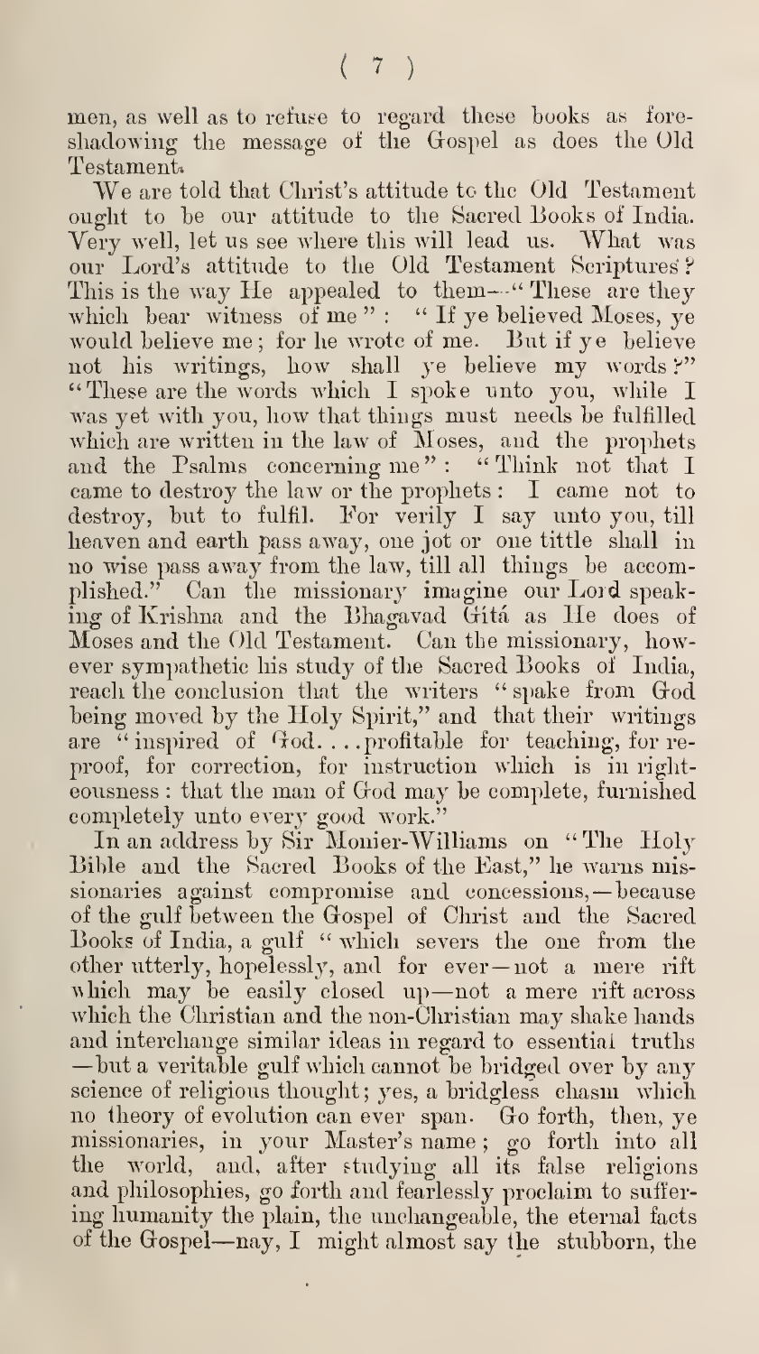men, as well as to refuse to regard these books as foreshadowing the message of the Gospel as does the Old Testament.

We are told that Christ's attitude to the Old Testament ought to be our attitude to the Sacred Books of India. Very well, let us see where this will lead us. What was our Lord's attitude to the Old Testament Scriptures? This is the way He appealed to them—"These are they which bear witness of me": "If ye believed Moses, ye would believe me; for he wrote of me. But if ye believe not his writings, how shall ye believe my words?" "These are the words which I spoke unto you, while I was yet with you, how that things must needs be fulfilled which are written in the law of Moses, and the prophets and the Psalms concerning me": "Think not that I came to destroy the law or the prophets: I came not to destroy, but to fulfil. For verily I say unto you, till heaven and earth pass away, one jot or one tittle shall in no wise pass away from the law, till all things be accomplished." Can the missionary imagine our Lord speaking of Krishna and the Bhagavad Gítá as He does of Moses and the Old Testament. Can the missionary, however sympathetic his study of the Sacred Books of India, reach the conclusion that the writers "spake from God being moved by the Holy Spirit," and that their writings are "inspired of God.... profitable for teaching, for reproof, for correction, for instruction which is in righteousness: that the man of God may be complete, furnished completely unto every good work."

In an address by Sir Monier-Williams on "The Holy Bible and the Sacred Books of the East," he warns missionaries against compromise and concessions,—because of the gulf between the Gospel of Christ and the Sacred Books of India, a gulf "which severs the one from the other utterly, hopelessly, and for ever—not a mere rift which may be easily closed up—not a mere rift across which the Christian and the non-Christian may shake hands and interchange similar ideas in regard to essential truths—but a veritable gulf which cannot be bridged over by any science of religious thought; yes, a bridgeless chasm which no theory of evolution can ever span. Go forth, then, ye missionaries, in your Master's name; go forth into all the world, and, after studying all its false religions and philosophies, go forth and fearlessly proclaim to suffering humanity the plain, the unchangeable, the eternal facts of the Gospel—nay, I might almost say the stubborn, the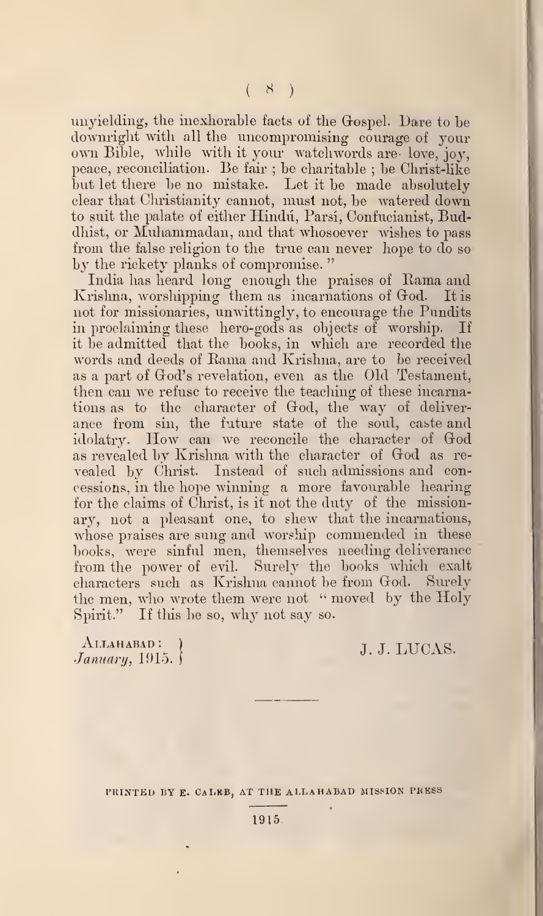unyielding, the inexhorable facts of the Gospel. Dare to be downright with all the uncompromising courage of your own Bible, while with it your watchwords are love, joy, peace, reconciliation. Be fair ; be charitable ; be Christ-like but let there be no mistake. Let it be made absolutely clear that Christianity cannot, must not, be watered down to suit the palate of either Hindú, Parsí, Confucianist, Buddhist, or Muhammadan, and that whosoever wishes to pass from the false religion to the true can never hope to do so by the rickety planks of compromise. "

India has heard long enough the praises of Rama and Krishna, worshipping them as incarnations of God. It is not for missionaries, unwittingly, to encourage the Pundits in proclaiming these hero-gods as objects of worship. If it be admitted that the books, in which are recorded the words and deeds of Rama and Krishna, are to be received as a part of God's revelation, even as the Old Testament, then can we refuse to receive the teaching of these incarnations as to the character of God, the way of deliverance from sin, the future state of the soul, caste and idolatry. How can we reconcile the character of God as revealed by Krishna with the character of God as revealed by Christ. Instead of such admissions and concessions, in the hope winning a more favourable hearing for the claims of Christ, is it not the duty of the missionary, not a pleasant one, to shew that the incarnations, whose praises are sung and worship commended in these books, were sinful men, themselves needing deliverance from the power of evil. Surely the books which exalt characters such as Krishna cannot be from God. Surely the men, who wrote them were not "moved by the Holy Spirit." If this be so, why not say so.

ALLAHABAD :
*January*, 1915.

J. J. LUCAS.

---

PRINTED BY E. CALEB, AT THE ALLAHABAD MISSION PRESS

1915